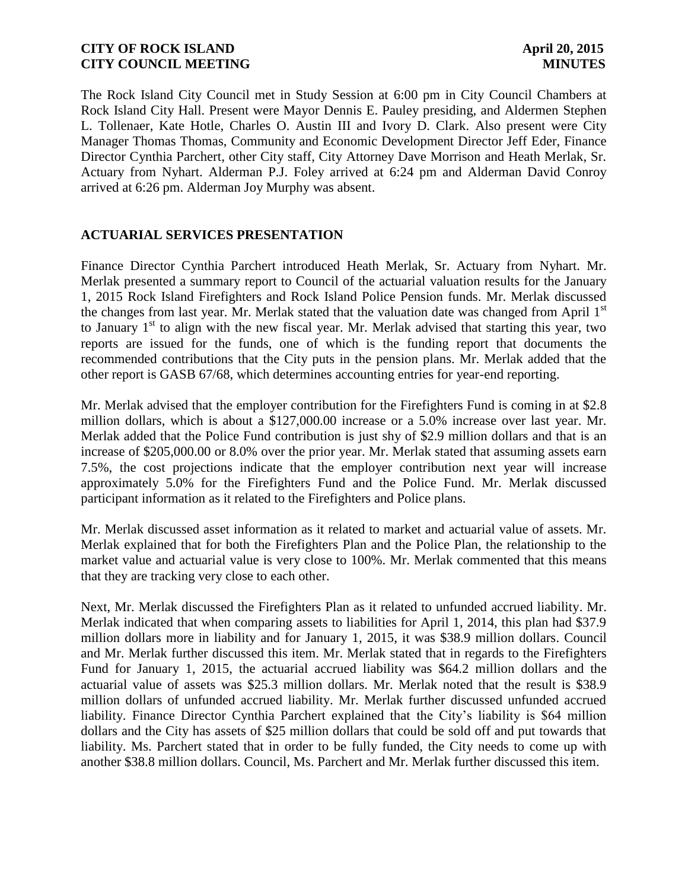The Rock Island City Council met in Study Session at 6:00 pm in City Council Chambers at Rock Island City Hall. Present were Mayor Dennis E. Pauley presiding, and Aldermen Stephen L. Tollenaer, Kate Hotle, Charles O. Austin III and Ivory D. Clark. Also present were City Manager Thomas Thomas, Community and Economic Development Director Jeff Eder, Finance Director Cynthia Parchert, other City staff, City Attorney Dave Morrison and Heath Merlak, Sr. Actuary from Nyhart. Alderman P.J. Foley arrived at 6:24 pm and Alderman David Conroy arrived at 6:26 pm. Alderman Joy Murphy was absent.

## ACTUARIAL SERVICES PRESENTATION

Finance Director Cynthia Parchert introduced Heath Merlak, Sr. Actuary from Nyhart. Mr. Merlak presented a summary report to Council of the actuarial valuation results for the January 1, 2015 Rock Island Firefighters and Rock Island Police Pension funds. Mr. Merlak discussed the changes from last year. Mr. Merlak stated that the valuation date was changed from April 1st to January 1st to align with the new fiscal year. Mr. Merlak advised that starting this year, two reports are issued for the funds, one of which is the funding report that documents the recommended contributions that the City puts in the pension plans. Mr. Merlak added that the other report is GASB 67/68, which determines accounting entries for year-end reporting.

Mr. Merlak advised that the employer contribution for the Firefighters Fund is coming in at $2.8 million dollars, which is about a $127,000.00 increase or a 5.0% increase over last year. Mr. Merlak added that the Police Fund contribution is just shy of $2.9 million dollars and that is an increase of $205,000.00 or 8.0% over the prior year. Mr. Merlak stated that assuming assets earn 7.5%, the cost projections indicate that the employer contribution next year will increase approximately 5.0% for the Firefighters Fund and the Police Fund. Mr. Merlak discussed participant information as it related to the Firefighters and Police plans.

Mr. Merlak discussed asset information as it related to market and actuarial value of assets. Mr. Merlak explained that for both the Firefighters Plan and the Police Plan, the relationship to the market value and actuarial value is very close to 100%. Mr. Merlak commented that this means that they are tracking very close to each other.

Next, Mr. Merlak discussed the Firefighters Plan as it related to unfunded accrued liability. Mr. Merlak indicated that when comparing assets to liabilities for April 1, 2014, this plan had $37.9 million dollars more in liability and for January 1, 2015, it was $38.9 million dollars. Council and Mr. Merlak further discussed this item. Mr. Merlak stated that in regards to the Firefighters Fund for January 1, 2015, the actuarial accrued liability was $64.2 million dollars and the actuarial value of assets was $25.3 million dollars. Mr. Merlak noted that the result is $38.9 million dollars of unfunded accrued liability. Mr. Merlak further discussed unfunded accrued liability. Finance Director Cynthia Parchert explained that the City's liability is $64 million dollars and the City has assets of $25 million dollars that could be sold off and put towards that liability. Ms. Parchert stated that in order to be fully funded, the City needs to come up with another $38.8 million dollars. Council, Ms. Parchert and Mr. Merlak further discussed this item.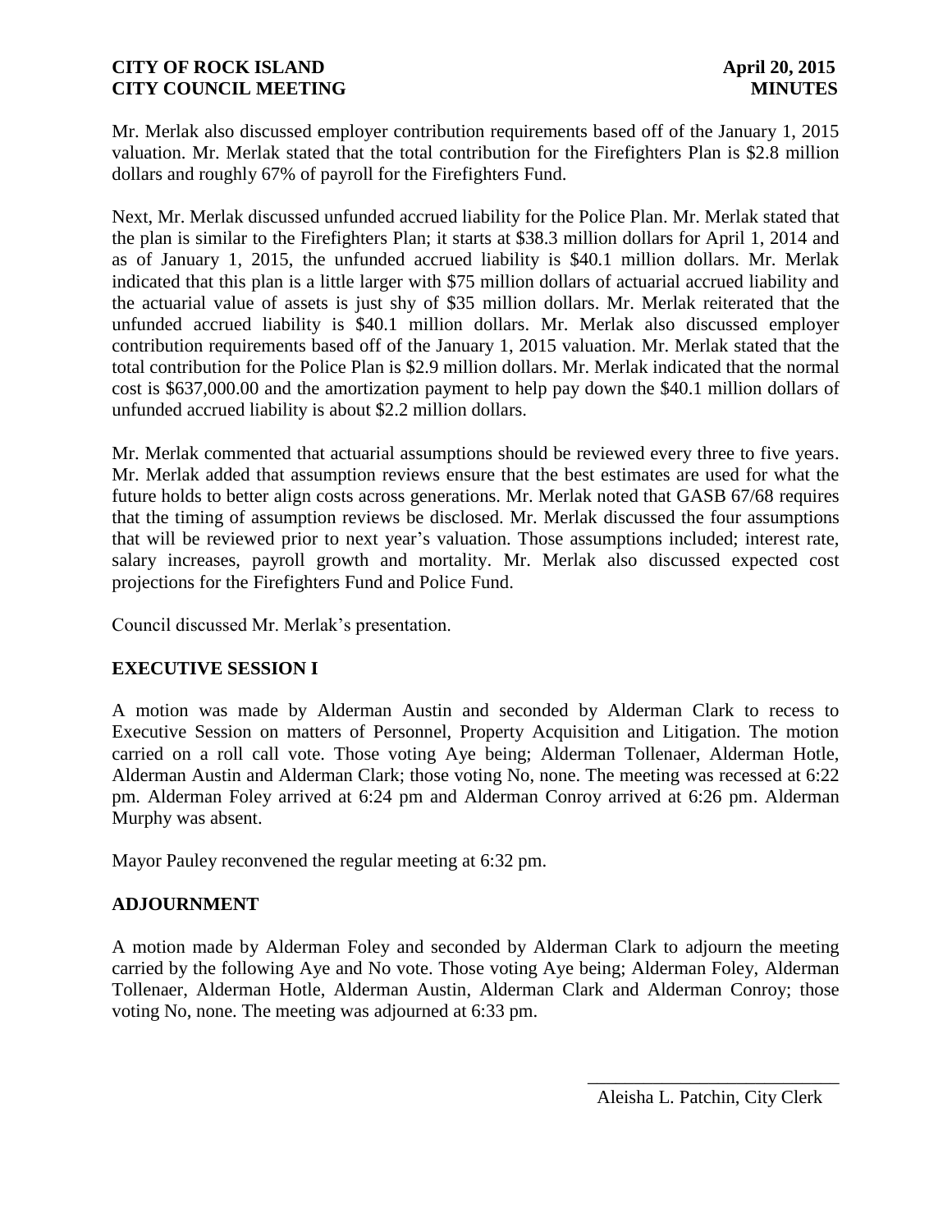Mr. Merlak also discussed employer contribution requirements based off of the January 1, 2015 valuation. Mr. Merlak stated that the total contribution for the Firefighters Plan is $2.8 million dollars and roughly 67% of payroll for the Firefighters Fund.

Next, Mr. Merlak discussed unfunded accrued liability for the Police Plan. Mr. Merlak stated that the plan is similar to the Firefighters Plan; it starts at $38.3 million dollars for April 1, 2014 and as of January 1, 2015, the unfunded accrued liability is $40.1 million dollars. Mr. Merlak indicated that this plan is a little larger with $75 million dollars of actuarial accrued liability and the actuarial value of assets is just shy of $35 million dollars. Mr. Merlak reiterated that the unfunded accrued liability is $40.1 million dollars. Mr. Merlak also discussed employer contribution requirements based off of the January 1, 2015 valuation. Mr. Merlak stated that the total contribution for the Police Plan is $2.9 million dollars. Mr. Merlak indicated that the normal cost is $637,000.00 and the amortization payment to help pay down the $40.1 million dollars of unfunded accrued liability is about $2.2 million dollars.

Mr. Merlak commented that actuarial assumptions should be reviewed every three to five years. Mr. Merlak added that assumption reviews ensure that the best estimates are used for what the future holds to better align costs across generations. Mr. Merlak noted that GASB 67/68 requires that the timing of assumption reviews be disclosed. Mr. Merlak discussed the four assumptions that will be reviewed prior to next year's valuation. Those assumptions included; interest rate, salary increases, payroll growth and mortality. Mr. Merlak also discussed expected cost projections for the Firefighters Fund and Police Fund.

Council discussed Mr. Merlak's presentation.

## EXECUTIVE SESSION I

A motion was made by Alderman Austin and seconded by Alderman Clark to recess to Executive Session on matters of Personnel, Property Acquisition and Litigation. The motion carried on a roll call vote. Those voting Aye being; Alderman Tollenaer, Alderman Hotle, Alderman Austin and Alderman Clark; those voting No, none. The meeting was recessed at 6:22 pm. Alderman Foley arrived at 6:24 pm and Alderman Conroy arrived at 6:26 pm. Alderman Murphy was absent.

Mayor Pauley reconvened the regular meeting at 6:32 pm.

## ADJOURNMENT

A motion made by Alderman Foley and seconded by Alderman Clark to adjourn the meeting carried by the following Aye and No vote. Those voting Aye being; Alderman Foley, Alderman Tollenaer, Alderman Hotle, Alderman Austin, Alderman Clark and Alderman Conroy; those voting No, none. The meeting was adjourned at 6:33 pm.

\_\_\_\_\_\_\_\_\_\_\_\_\_\_\_\_\_\_\_\_\_\_\_\_\_\_\_\_

Aleisha L. Patchin, City Clerk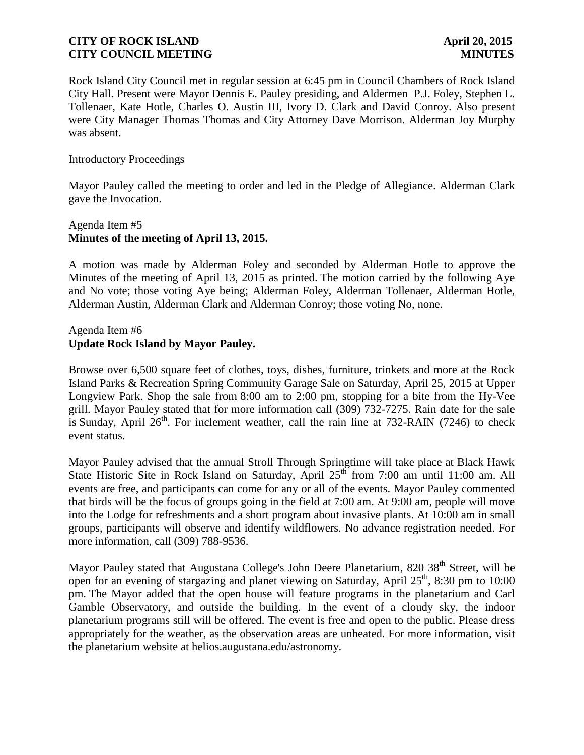Rock Island City Council met in regular session at 6:45 pm in Council Chambers of Rock Island City Hall. Present were Mayor Dennis E. Pauley presiding, and Aldermen P.J. Foley, Stephen L. Tollenaer, Kate Hotle, Charles O. Austin III, Ivory D. Clark and David Conroy. Also present were City Manager Thomas Thomas and City Attorney Dave Morrison. Alderman Joy Murphy was absent.

Introductory Proceedings

Mayor Pauley called the meeting to order and led in the Pledge of Allegiance. Alderman Clark gave the Invocation.

Agenda Item #5
**Minutes of the meeting of April 13, 2015.**

A motion was made by Alderman Foley and seconded by Alderman Hotle to approve the Minutes of the meeting of April 13, 2015 as printed. The motion carried by the following Aye and No vote; those voting Aye being; Alderman Foley, Alderman Tollenaer, Alderman Hotle, Alderman Austin, Alderman Clark and Alderman Conroy; those voting No, none.

Agenda Item #6
**Update Rock Island by Mayor Pauley.**

Browse over 6,500 square feet of clothes, toys, dishes, furniture, trinkets and more at the Rock Island Parks & Recreation Spring Community Garage Sale on Saturday, April 25, 2015 at Upper Longview Park. Shop the sale from 8:00 am to 2:00 pm, stopping for a bite from the Hy-Vee grill. Mayor Pauley stated that for more information call (309) 732-7275. Rain date for the sale is Sunday, April 26th. For inclement weather, call the rain line at 732-RAIN (7246) to check event status.

Mayor Pauley advised that the annual Stroll Through Springtime will take place at Black Hawk State Historic Site in Rock Island on Saturday, April 25th from 7:00 am until 11:00 am. All events are free, and participants can come for any or all of the events. Mayor Pauley commented that birds will be the focus of groups going in the field at 7:00 am. At 9:00 am, people will move into the Lodge for refreshments and a short program about invasive plants. At 10:00 am in small groups, participants will observe and identify wildflowers. No advance registration needed. For more information, call (309) 788-9536.

Mayor Pauley stated that Augustana College's John Deere Planetarium, 820 38th Street, will be open for an evening of stargazing and planet viewing on Saturday, April 25th, 8:30 pm to 10:00 pm. The Mayor added that the open house will feature programs in the planetarium and Carl Gamble Observatory, and outside the building. In the event of a cloudy sky, the indoor planetarium programs still will be offered. The event is free and open to the public. Please dress appropriately for the weather, as the observation areas are unheated. For more information, visit the planetarium website at helios.augustana.edu/astronomy.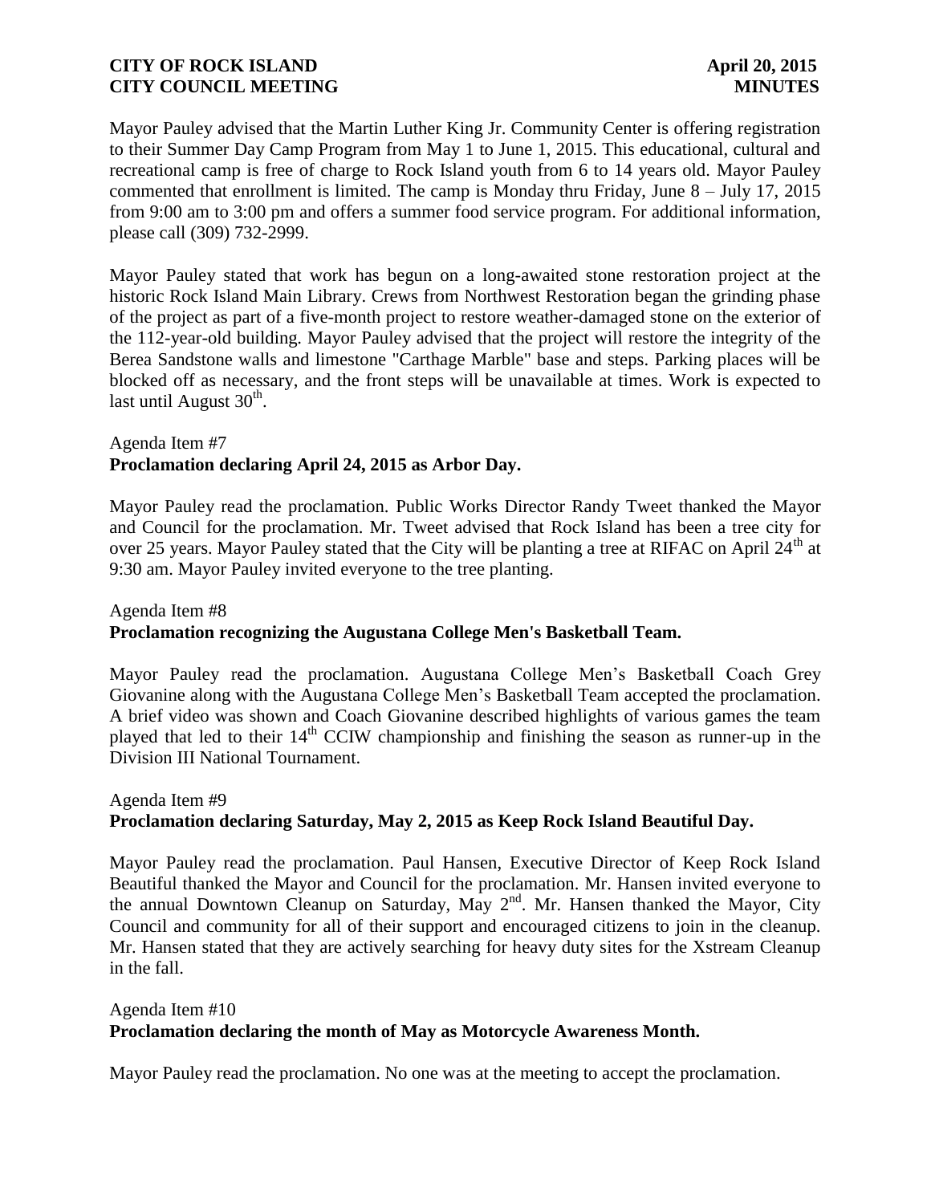Mayor Pauley advised that the Martin Luther King Jr. Community Center is offering registration to their Summer Day Camp Program from May 1 to June 1, 2015. This educational, cultural and recreational camp is free of charge to Rock Island youth from 6 to 14 years old. Mayor Pauley commented that enrollment is limited. The camp is Monday thru Friday, June 8 – July 17, 2015 from 9:00 am to 3:00 pm and offers a summer food service program. For additional information, please call (309) 732-2999.

Mayor Pauley stated that work has begun on a long-awaited stone restoration project at the historic Rock Island Main Library. Crews from Northwest Restoration began the grinding phase of the project as part of a five-month project to restore weather-damaged stone on the exterior of the 112-year-old building. Mayor Pauley advised that the project will restore the integrity of the Berea Sandstone walls and limestone "Carthage Marble" base and steps. Parking places will be blocked off as necessary, and the front steps will be unavailable at times. Work is expected to last until August 30th.

Agenda Item #7
**Proclamation declaring April 24, 2015 as Arbor Day.**

Mayor Pauley read the proclamation. Public Works Director Randy Tweet thanked the Mayor and Council for the proclamation. Mr. Tweet advised that Rock Island has been a tree city for over 25 years. Mayor Pauley stated that the City will be planting a tree at RIFAC on April 24th at 9:30 am. Mayor Pauley invited everyone to the tree planting.

Agenda Item #8
**Proclamation recognizing the Augustana College Men's Basketball Team.**

Mayor Pauley read the proclamation. Augustana College Men's Basketball Coach Grey Giovanine along with the Augustana College Men's Basketball Team accepted the proclamation. A brief video was shown and Coach Giovanine described highlights of various games the team played that led to their 14th CCIW championship and finishing the season as runner-up in the Division III National Tournament.

Agenda Item #9
**Proclamation declaring Saturday, May 2, 2015 as Keep Rock Island Beautiful Day.**

Mayor Pauley read the proclamation. Paul Hansen, Executive Director of Keep Rock Island Beautiful thanked the Mayor and Council for the proclamation. Mr. Hansen invited everyone to the annual Downtown Cleanup on Saturday, May 2nd. Mr. Hansen thanked the Mayor, City Council and community for all of their support and encouraged citizens to join in the cleanup. Mr. Hansen stated that they are actively searching for heavy duty sites for the Xstream Cleanup in the fall.

Agenda Item #10
**Proclamation declaring the month of May as Motorcycle Awareness Month.**

Mayor Pauley read the proclamation. No one was at the meeting to accept the proclamation.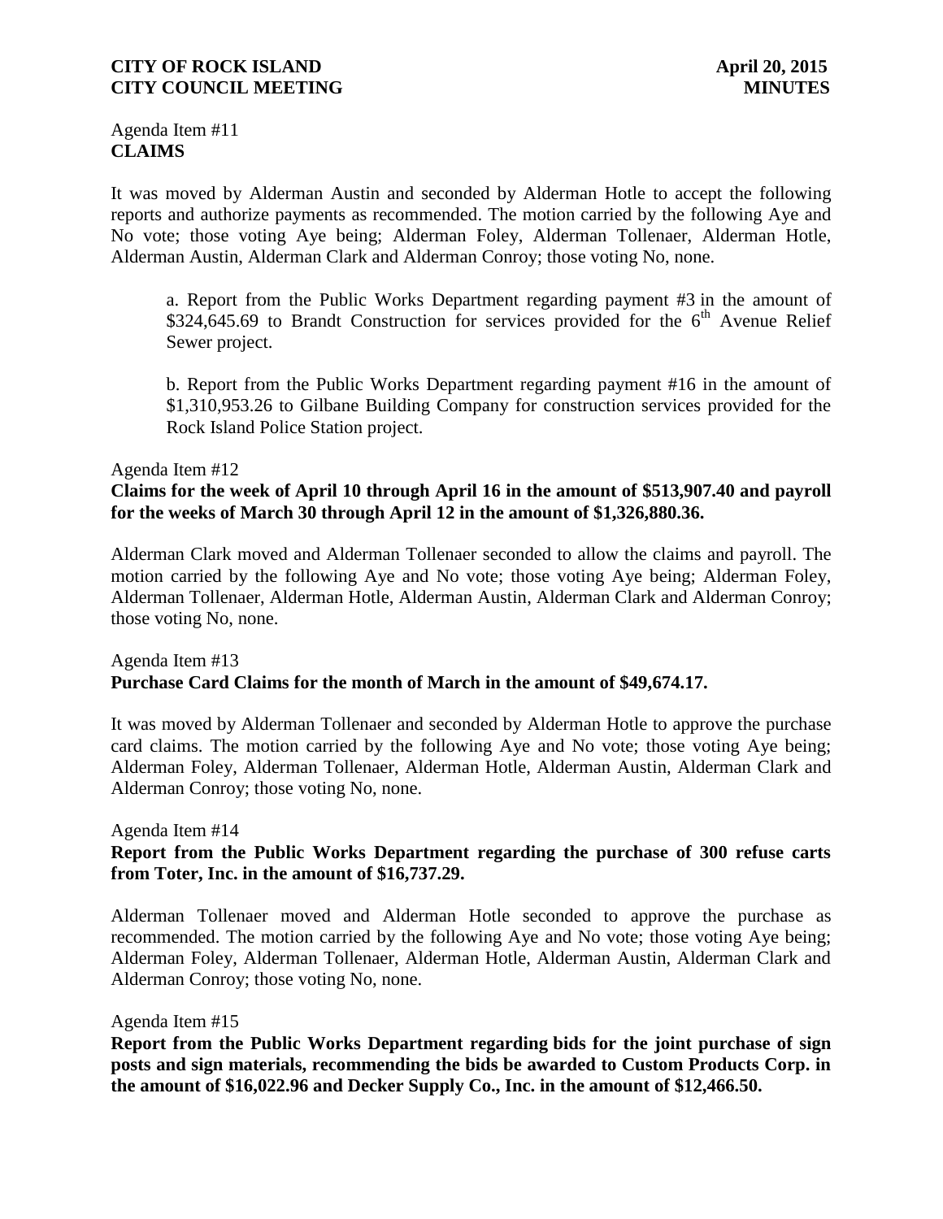Agenda Item #11
**CLAIMS**

It was moved by Alderman Austin and seconded by Alderman Hotle to accept the following reports and authorize payments as recommended. The motion carried by the following Aye and No vote; those voting Aye being; Alderman Foley, Alderman Tollenaer, Alderman Hotle, Alderman Austin, Alderman Clark and Alderman Conroy; those voting No, none.

a. Report from the Public Works Department regarding payment #3 in the amount of $324,645.69 to Brandt Construction for services provided for the 6th Avenue Relief Sewer project.

b. Report from the Public Works Department regarding payment #16 in the amount of $1,310,953.26 to Gilbane Building Company for construction services provided for the Rock Island Police Station project.

Agenda Item #12
**Claims for the week of April 10 through April 16 in the amount of $513,907.40 and payroll for the weeks of March 30 through April 12 in the amount of $1,326,880.36.**

Alderman Clark moved and Alderman Tollenaer seconded to allow the claims and payroll. The motion carried by the following Aye and No vote; those voting Aye being; Alderman Foley, Alderman Tollenaer, Alderman Hotle, Alderman Austin, Alderman Clark and Alderman Conroy; those voting No, none.

Agenda Item #13
**Purchase Card Claims for the month of March in the amount of $49,674.17.**

It was moved by Alderman Tollenaer and seconded by Alderman Hotle to approve the purchase card claims. The motion carried by the following Aye and No vote; those voting Aye being; Alderman Foley, Alderman Tollenaer, Alderman Hotle, Alderman Austin, Alderman Clark and Alderman Conroy; those voting No, none.

Agenda Item #14
**Report from the Public Works Department regarding the purchase of 300 refuse carts from Toter, Inc. in the amount of $16,737.29.**

Alderman Tollenaer moved and Alderman Hotle seconded to approve the purchase as recommended. The motion carried by the following Aye and No vote; those voting Aye being; Alderman Foley, Alderman Tollenaer, Alderman Hotle, Alderman Austin, Alderman Clark and Alderman Conroy; those voting No, none.

Agenda Item #15
**Report from the Public Works Department regarding bids for the joint purchase of sign posts and sign materials, recommending the bids be awarded to Custom Products Corp. in the amount of $16,022.96 and Decker Supply Co., Inc. in the amount of $12,466.50.**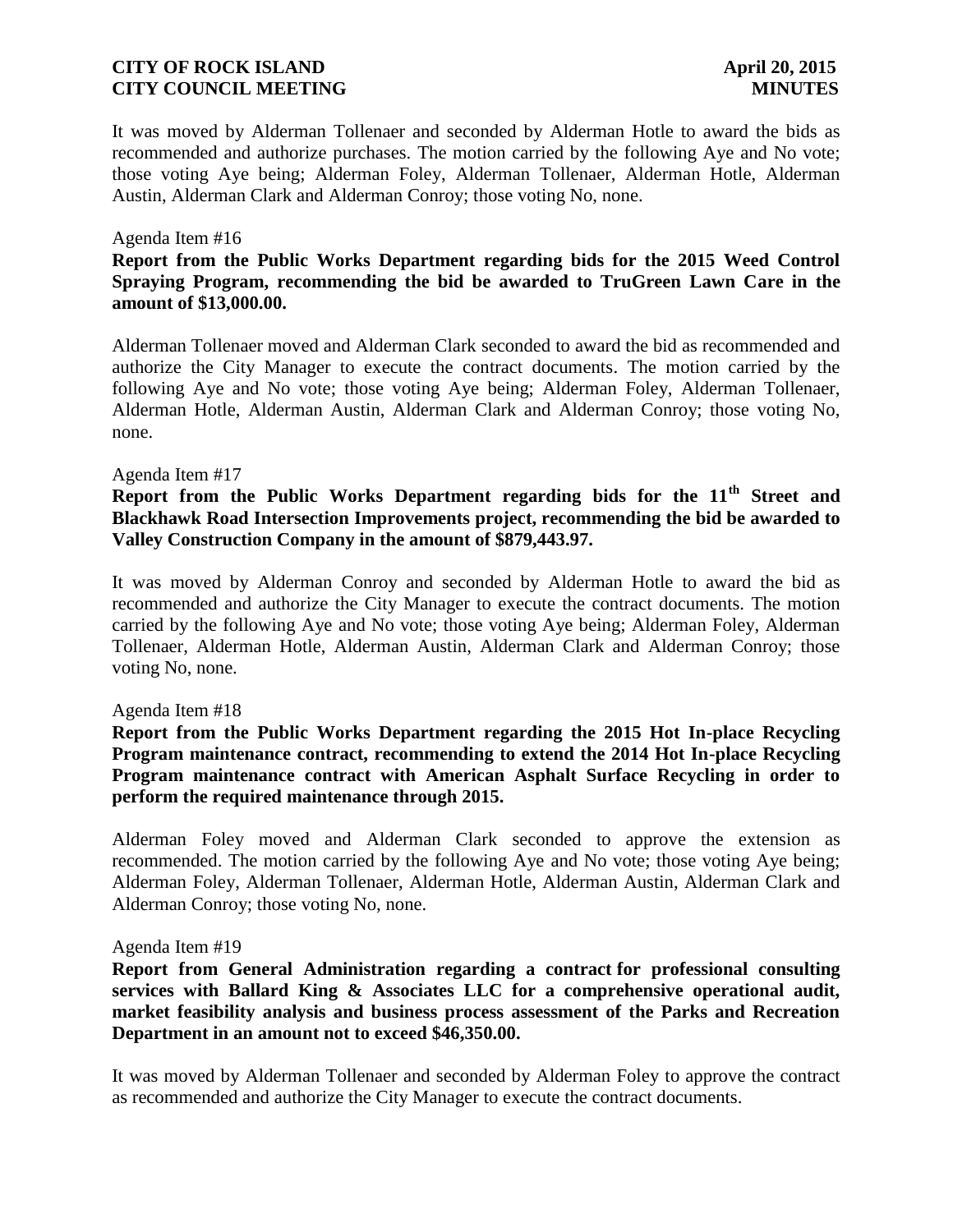It was moved by Alderman Tollenaer and seconded by Alderman Hotle to award the bids as recommended and authorize purchases. The motion carried by the following Aye and No vote; those voting Aye being; Alderman Foley, Alderman Tollenaer, Alderman Hotle, Alderman Austin, Alderman Clark and Alderman Conroy; those voting No, none.

Agenda Item #16

**Report from the Public Works Department regarding bids for the 2015 Weed Control Spraying Program, recommending the bid be awarded to TruGreen Lawn Care in the amount of $13,000.00.**

Alderman Tollenaer moved and Alderman Clark seconded to award the bid as recommended and authorize the City Manager to execute the contract documents. The motion carried by the following Aye and No vote; those voting Aye being; Alderman Foley, Alderman Tollenaer, Alderman Hotle, Alderman Austin, Alderman Clark and Alderman Conroy; those voting No, none.

Agenda Item #17

**Report from the Public Works Department regarding bids for the 11th Street and Blackhawk Road Intersection Improvements project, recommending the bid be awarded to Valley Construction Company in the amount of $879,443.97.**

It was moved by Alderman Conroy and seconded by Alderman Hotle to award the bid as recommended and authorize the City Manager to execute the contract documents. The motion carried by the following Aye and No vote; those voting Aye being; Alderman Foley, Alderman Tollenaer, Alderman Hotle, Alderman Austin, Alderman Clark and Alderman Conroy; those voting No, none.

Agenda Item #18

**Report from the Public Works Department regarding the 2015 Hot In-place Recycling Program maintenance contract, recommending to extend the 2014 Hot In-place Recycling Program maintenance contract with American Asphalt Surface Recycling in order to perform the required maintenance through 2015.**

Alderman Foley moved and Alderman Clark seconded to approve the extension as recommended. The motion carried by the following Aye and No vote; those voting Aye being; Alderman Foley, Alderman Tollenaer, Alderman Hotle, Alderman Austin, Alderman Clark and Alderman Conroy; those voting No, none.

Agenda Item #19

**Report from General Administration regarding a contract for professional consulting services with Ballard King & Associates LLC for a comprehensive operational audit, market feasibility analysis and business process assessment of the Parks and Recreation Department in an amount not to exceed $46,350.00.**

It was moved by Alderman Tollenaer and seconded by Alderman Foley to approve the contract as recommended and authorize the City Manager to execute the contract documents.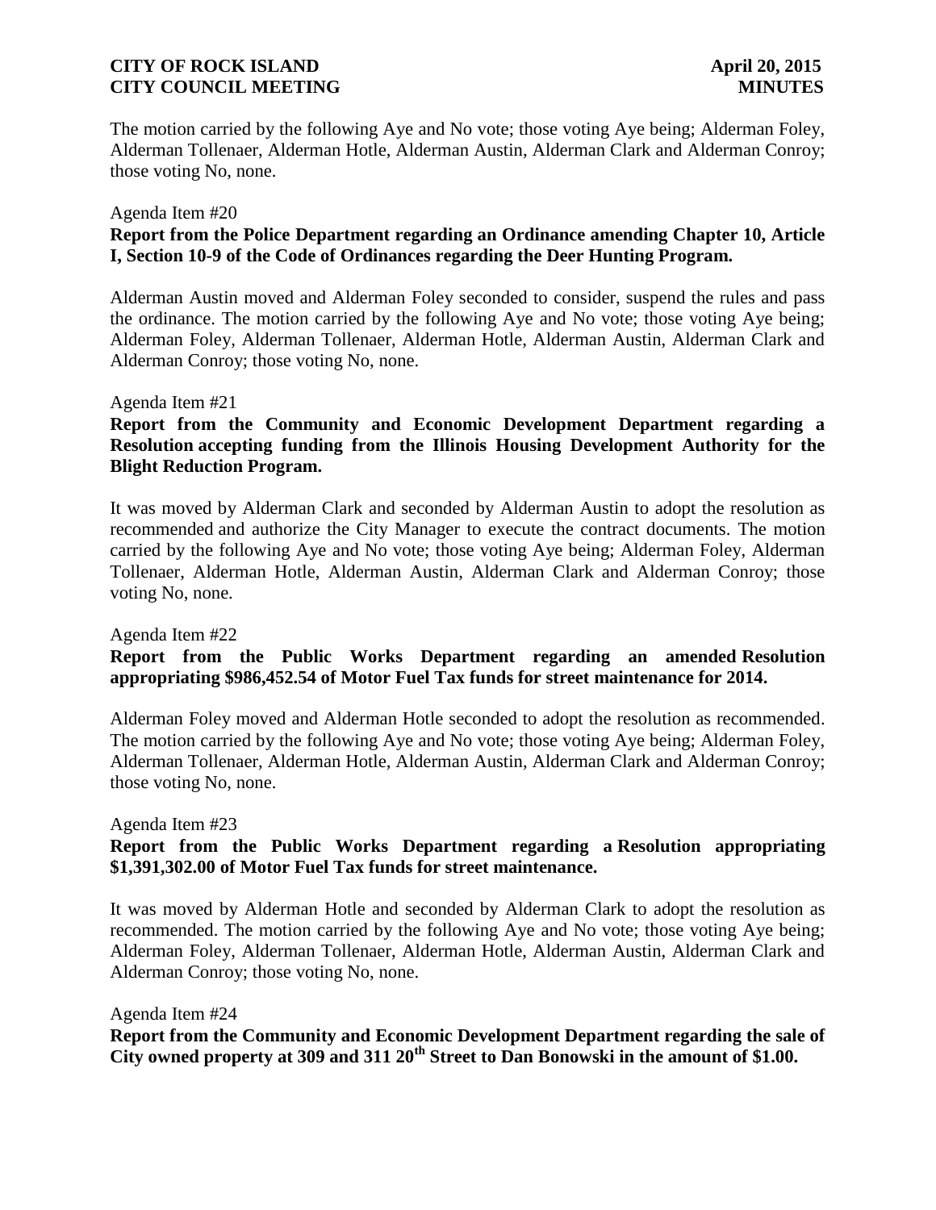The motion carried by the following Aye and No vote; those voting Aye being; Alderman Foley, Alderman Tollenaer, Alderman Hotle, Alderman Austin, Alderman Clark and Alderman Conroy; those voting No, none.

Agenda Item #20

**Report from the Police Department regarding an Ordinance amending Chapter 10, Article I, Section 10-9 of the Code of Ordinances regarding the Deer Hunting Program.**

Alderman Austin moved and Alderman Foley seconded to consider, suspend the rules and pass the ordinance. The motion carried by the following Aye and No vote; those voting Aye being; Alderman Foley, Alderman Tollenaer, Alderman Hotle, Alderman Austin, Alderman Clark and Alderman Conroy; those voting No, none.

Agenda Item #21

**Report from the Community and Economic Development Department regarding a Resolution accepting funding from the Illinois Housing Development Authority for the Blight Reduction Program.**

It was moved by Alderman Clark and seconded by Alderman Austin to adopt the resolution as recommended and authorize the City Manager to execute the contract documents. The motion carried by the following Aye and No vote; those voting Aye being; Alderman Foley, Alderman Tollenaer, Alderman Hotle, Alderman Austin, Alderman Clark and Alderman Conroy; those voting No, none.

Agenda Item #22

**Report from the Public Works Department regarding an amended Resolution appropriating $986,452.54 of Motor Fuel Tax funds for street maintenance for 2014.**

Alderman Foley moved and Alderman Hotle seconded to adopt the resolution as recommended. The motion carried by the following Aye and No vote; those voting Aye being; Alderman Foley, Alderman Tollenaer, Alderman Hotle, Alderman Austin, Alderman Clark and Alderman Conroy; those voting No, none.

Agenda Item #23

**Report from the Public Works Department regarding a Resolution appropriating $1,391,302.00 of Motor Fuel Tax funds for street maintenance.**

It was moved by Alderman Hotle and seconded by Alderman Clark to adopt the resolution as recommended. The motion carried by the following Aye and No vote; those voting Aye being; Alderman Foley, Alderman Tollenaer, Alderman Hotle, Alderman Austin, Alderman Clark and Alderman Conroy; those voting No, none.

Agenda Item #24

**Report from the Community and Economic Development Department regarding the sale of City owned property at 309 and 311 20th Street to Dan Bonowski in the amount of $1.00.**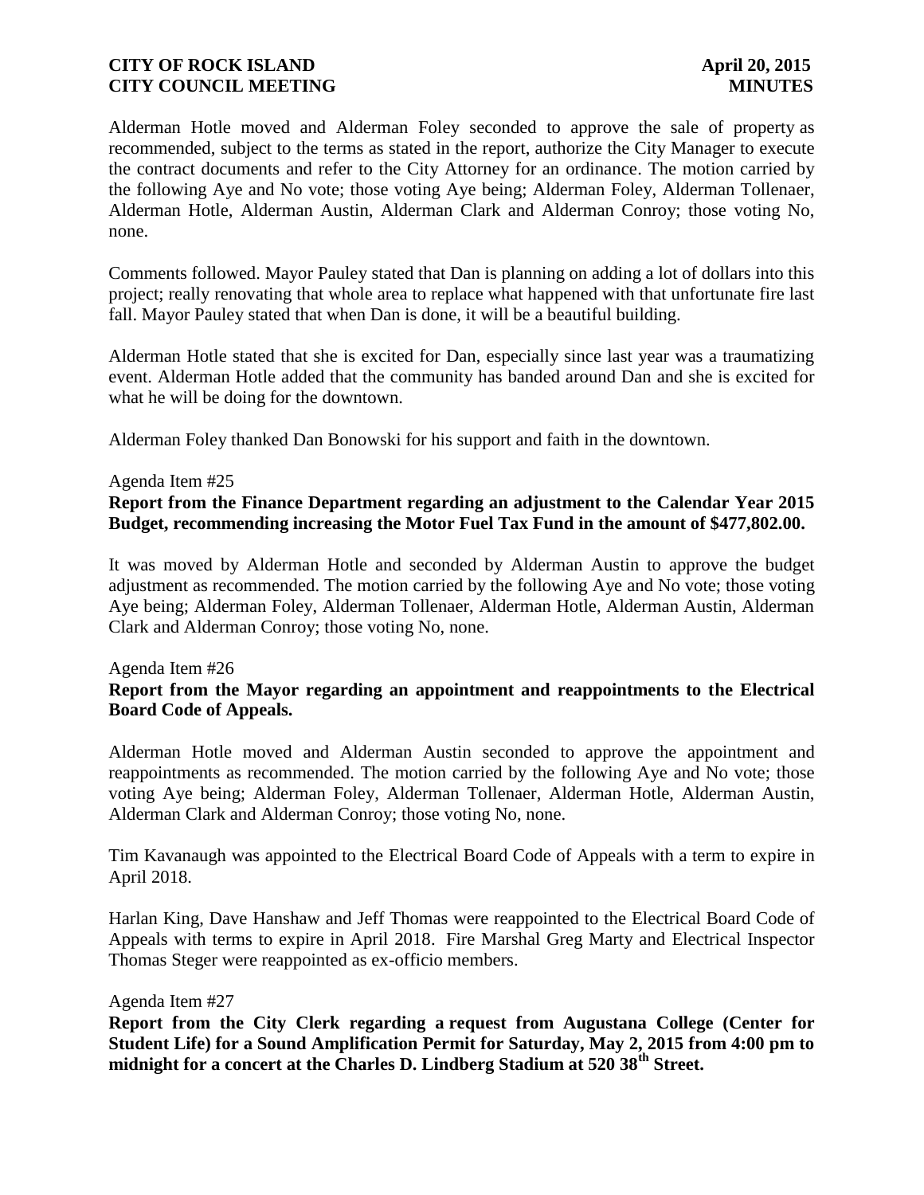Alderman Hotle moved and Alderman Foley seconded to approve the sale of property as recommended, subject to the terms as stated in the report, authorize the City Manager to execute the contract documents and refer to the City Attorney for an ordinance. The motion carried by the following Aye and No vote; those voting Aye being; Alderman Foley, Alderman Tollenaer, Alderman Hotle, Alderman Austin, Alderman Clark and Alderman Conroy; those voting No, none.

Comments followed. Mayor Pauley stated that Dan is planning on adding a lot of dollars into this project; really renovating that whole area to replace what happened with that unfortunate fire last fall. Mayor Pauley stated that when Dan is done, it will be a beautiful building.

Alderman Hotle stated that she is excited for Dan, especially since last year was a traumatizing event. Alderman Hotle added that the community has banded around Dan and she is excited for what he will be doing for the downtown.

Alderman Foley thanked Dan Bonowski for his support and faith in the downtown.

Agenda Item #25

**Report from the Finance Department regarding an adjustment to the Calendar Year 2015 Budget, recommending increasing the Motor Fuel Tax Fund in the amount of $477,802.00.**

It was moved by Alderman Hotle and seconded by Alderman Austin to approve the budget adjustment as recommended. The motion carried by the following Aye and No vote; those voting Aye being; Alderman Foley, Alderman Tollenaer, Alderman Hotle, Alderman Austin, Alderman Clark and Alderman Conroy; those voting No, none.

Agenda Item #26

**Report from the Mayor regarding an appointment and reappointments to the Electrical Board Code of Appeals.**

Alderman Hotle moved and Alderman Austin seconded to approve the appointment and reappointments as recommended. The motion carried by the following Aye and No vote; those voting Aye being; Alderman Foley, Alderman Tollenaer, Alderman Hotle, Alderman Austin, Alderman Clark and Alderman Conroy; those voting No, none.

Tim Kavanaugh was appointed to the Electrical Board Code of Appeals with a term to expire in April 2018.

Harlan King, Dave Hanshaw and Jeff Thomas were reappointed to the Electrical Board Code of Appeals with terms to expire in April 2018. Fire Marshal Greg Marty and Electrical Inspector Thomas Steger were reappointed as ex-officio members.

Agenda Item #27

**Report from the City Clerk regarding a request from Augustana College (Center for Student Life) for a Sound Amplification Permit for Saturday, May 2, 2015 from 4:00 pm to midnight for a concert at the Charles D. Lindberg Stadium at 520 38th Street.**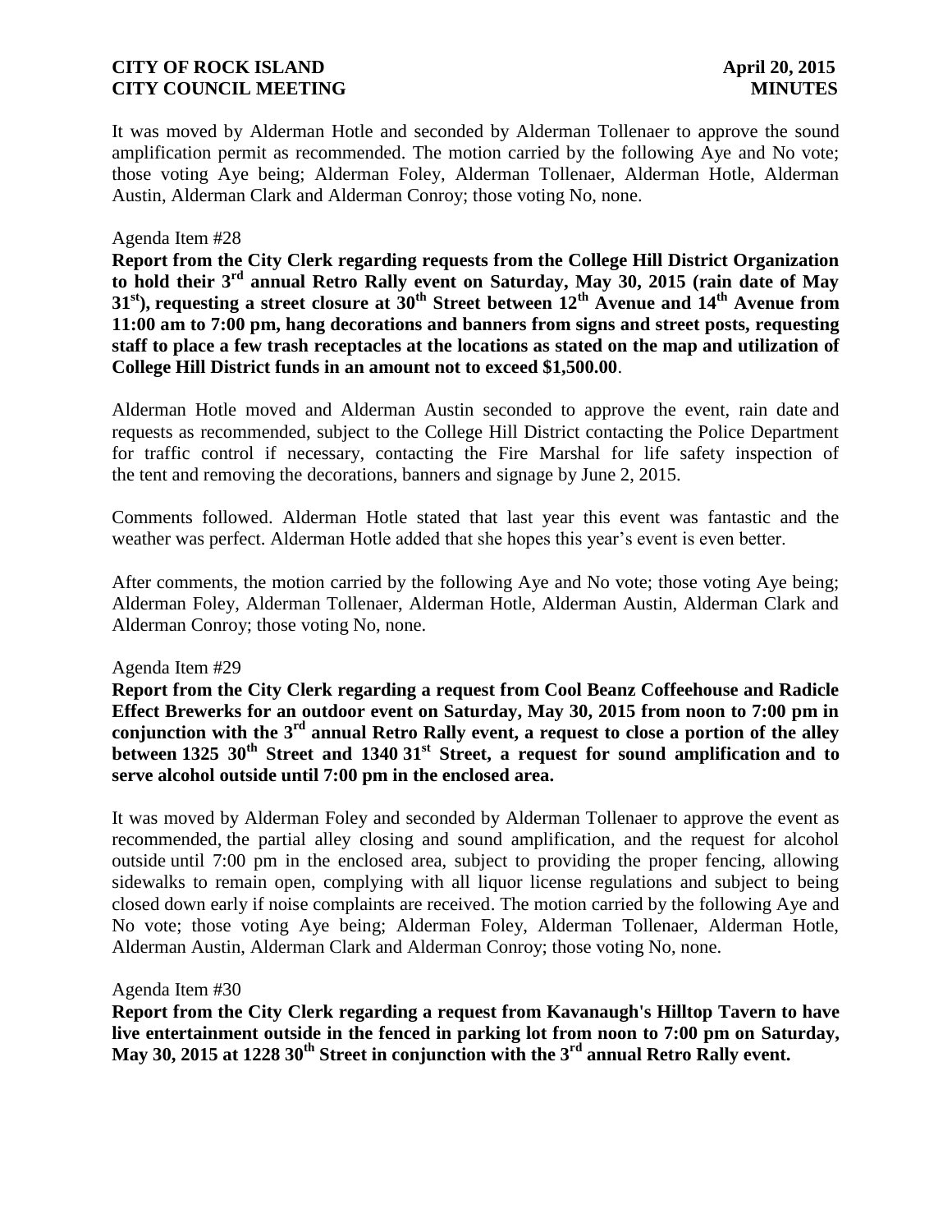It was moved by Alderman Hotle and seconded by Alderman Tollenaer to approve the sound amplification permit as recommended. The motion carried by the following Aye and No vote; those voting Aye being; Alderman Foley, Alderman Tollenaer, Alderman Hotle, Alderman Austin, Alderman Clark and Alderman Conroy; those voting No, none.

Agenda Item #28

**Report from the City Clerk regarding requests from the College Hill District Organization to hold their 3rd annual Retro Rally event on Saturday, May 30, 2015 (rain date of May 31st), requesting a street closure at 30th Street between 12th Avenue and 14th Avenue from 11:00 am to 7:00 pm, hang decorations and banners from signs and street posts, requesting staff to place a few trash receptacles at the locations as stated on the map and utilization of College Hill District funds in an amount not to exceed $1,500.00**.

Alderman Hotle moved and Alderman Austin seconded to approve the event, rain date and requests as recommended, subject to the College Hill District contacting the Police Department for traffic control if necessary, contacting the Fire Marshal for life safety inspection of the tent and removing the decorations, banners and signage by June 2, 2015.

Comments followed. Alderman Hotle stated that last year this event was fantastic and the weather was perfect. Alderman Hotle added that she hopes this year's event is even better.

After comments, the motion carried by the following Aye and No vote; those voting Aye being; Alderman Foley, Alderman Tollenaer, Alderman Hotle, Alderman Austin, Alderman Clark and Alderman Conroy; those voting No, none.

Agenda Item #29

**Report from the City Clerk regarding a request from Cool Beanz Coffeehouse and Radicle Effect Brewerks for an outdoor event on Saturday, May 30, 2015 from noon to 7:00 pm in conjunction with the 3rd annual Retro Rally event, a request to close a portion of the alley between 1325 30th Street and 1340 31st Street, a request for sound amplification and to serve alcohol outside until 7:00 pm in the enclosed area.**

It was moved by Alderman Foley and seconded by Alderman Tollenaer to approve the event as recommended, the partial alley closing and sound amplification, and the request for alcohol outside until 7:00 pm in the enclosed area, subject to providing the proper fencing, allowing sidewalks to remain open, complying with all liquor license regulations and subject to being closed down early if noise complaints are received. The motion carried by the following Aye and No vote; those voting Aye being; Alderman Foley, Alderman Tollenaer, Alderman Hotle, Alderman Austin, Alderman Clark and Alderman Conroy; those voting No, none.

Agenda Item #30

**Report from the City Clerk regarding a request from Kavanaugh's Hilltop Tavern to have live entertainment outside in the fenced in parking lot from noon to 7:00 pm on Saturday, May 30, 2015 at 1228 30th Street in conjunction with the 3rd annual Retro Rally event.**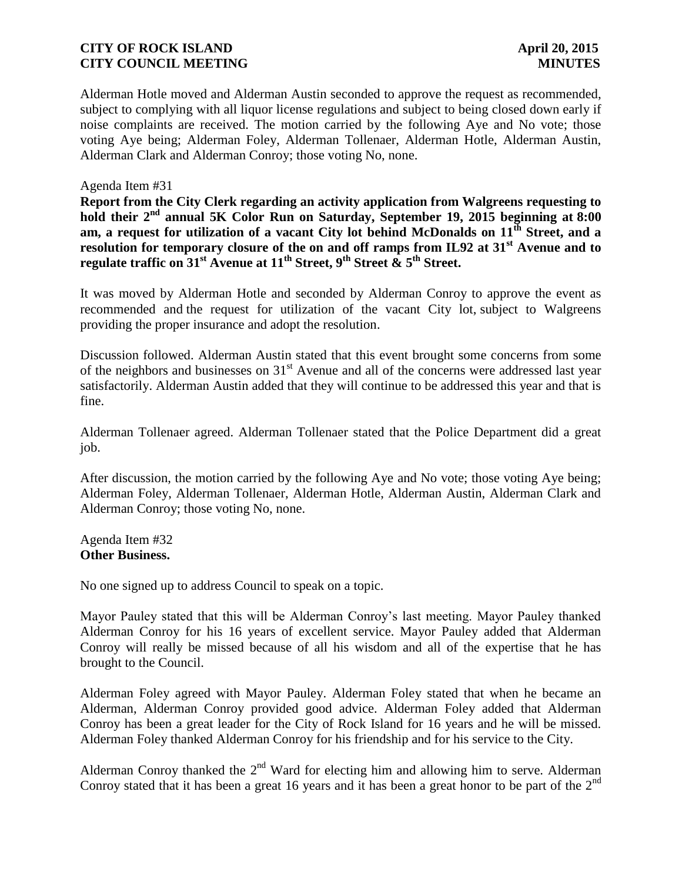Alderman Hotle moved and Alderman Austin seconded to approve the request as recommended, subject to complying with all liquor license regulations and subject to being closed down early if noise complaints are received. The motion carried by the following Aye and No vote; those voting Aye being; Alderman Foley, Alderman Tollenaer, Alderman Hotle, Alderman Austin, Alderman Clark and Alderman Conroy; those voting No, none.

Agenda Item #31
**Report from the City Clerk regarding an activity application from Walgreens requesting to hold their 2nd annual 5K Color Run on Saturday, September 19, 2015 beginning at 8:00 am, a request for utilization of a vacant City lot behind McDonalds on 11th Street, and a resolution for temporary closure of the on and off ramps from IL92 at 31st Avenue and to regulate traffic on 31st Avenue at 11th Street, 9th Street & 5th Street.**

It was moved by Alderman Hotle and seconded by Alderman Conroy to approve the event as recommended and the request for utilization of the vacant City lot, subject to Walgreens providing the proper insurance and adopt the resolution.

Discussion followed. Alderman Austin stated that this event brought some concerns from some of the neighbors and businesses on 31st Avenue and all of the concerns were addressed last year satisfactorily. Alderman Austin added that they will continue to be addressed this year and that is fine.

Alderman Tollenaer agreed. Alderman Tollenaer stated that the Police Department did a great job.

After discussion, the motion carried by the following Aye and No vote; those voting Aye being; Alderman Foley, Alderman Tollenaer, Alderman Hotle, Alderman Austin, Alderman Clark and Alderman Conroy; those voting No, none.

Agenda Item #32
**Other Business.**

No one signed up to address Council to speak on a topic.

Mayor Pauley stated that this will be Alderman Conroy's last meeting. Mayor Pauley thanked Alderman Conroy for his 16 years of excellent service. Mayor Pauley added that Alderman Conroy will really be missed because of all his wisdom and all of the expertise that he has brought to the Council.

Alderman Foley agreed with Mayor Pauley. Alderman Foley stated that when he became an Alderman, Alderman Conroy provided good advice. Alderman Foley added that Alderman Conroy has been a great leader for the City of Rock Island for 16 years and he will be missed. Alderman Foley thanked Alderman Conroy for his friendship and for his service to the City.

Alderman Conroy thanked the 2nd Ward for electing him and allowing him to serve. Alderman Conroy stated that it has been a great 16 years and it has been a great honor to be part of the 2nd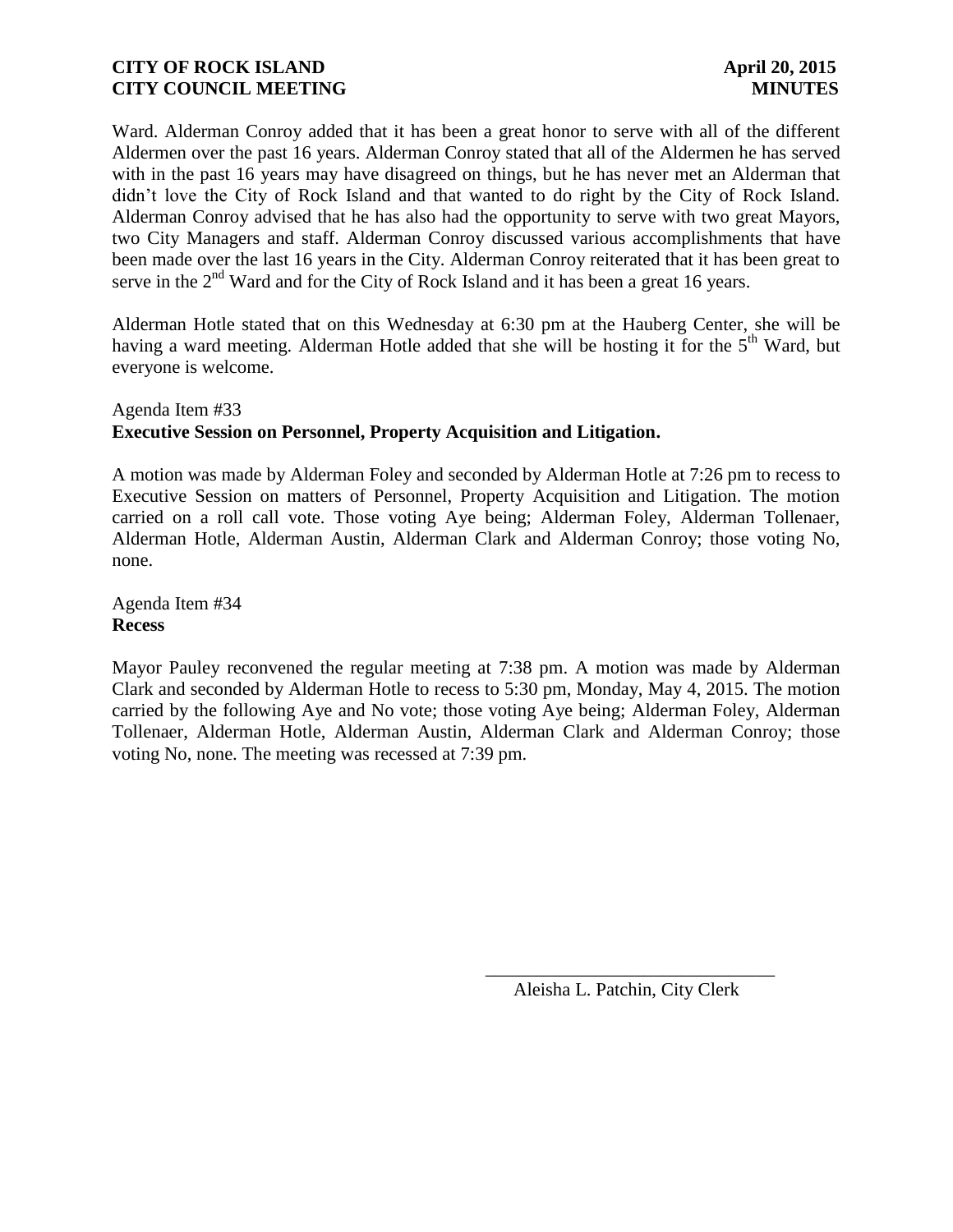Ward. Alderman Conroy added that it has been a great honor to serve with all of the different Aldermen over the past 16 years. Alderman Conroy stated that all of the Aldermen he has served with in the past 16 years may have disagreed on things, but he has never met an Alderman that didn't love the City of Rock Island and that wanted to do right by the City of Rock Island. Alderman Conroy advised that he has also had the opportunity to serve with two great Mayors, two City Managers and staff. Alderman Conroy discussed various accomplishments that have been made over the last 16 years in the City. Alderman Conroy reiterated that it has been great to serve in the 2nd Ward and for the City of Rock Island and it has been a great 16 years.

Alderman Hotle stated that on this Wednesday at 6:30 pm at the Hauberg Center, she will be having a ward meeting. Alderman Hotle added that she will be hosting it for the 5th Ward, but everyone is welcome.

Agenda Item #33
**Executive Session on Personnel, Property Acquisition and Litigation.**

A motion was made by Alderman Foley and seconded by Alderman Hotle at 7:26 pm to recess to Executive Session on matters of Personnel, Property Acquisition and Litigation. The motion carried on a roll call vote. Those voting Aye being; Alderman Foley, Alderman Tollenaer, Alderman Hotle, Alderman Austin, Alderman Clark and Alderman Conroy; those voting No, none.

Agenda Item #34
**Recess**

Mayor Pauley reconvened the regular meeting at 7:38 pm. A motion was made by Alderman Clark and seconded by Alderman Hotle to recess to 5:30 pm, Monday, May 4, 2015. The motion carried by the following Aye and No vote; those voting Aye being; Alderman Foley, Alderman Tollenaer, Alderman Hotle, Alderman Austin, Alderman Clark and Alderman Conroy; those voting No, none. The meeting was recessed at 7:39 pm.

\_\_\_\_\_\_\_\_\_\_\_\_\_\_\_\_\_\_\_\_\_\_\_\_\_\_\_\_\_\_\_\_
Aleisha L. Patchin, City Clerk